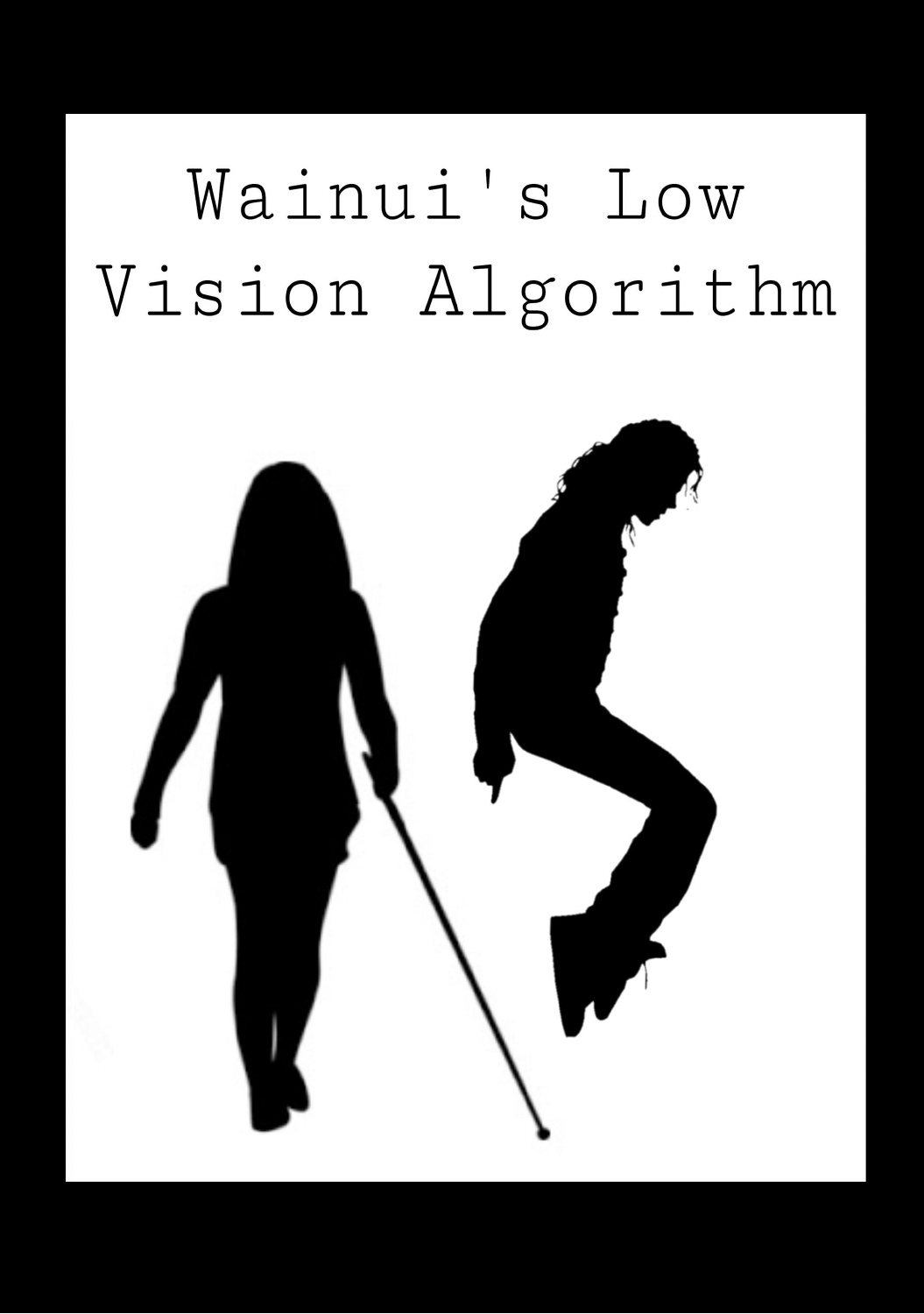# Wainui's Low Vision Algorithm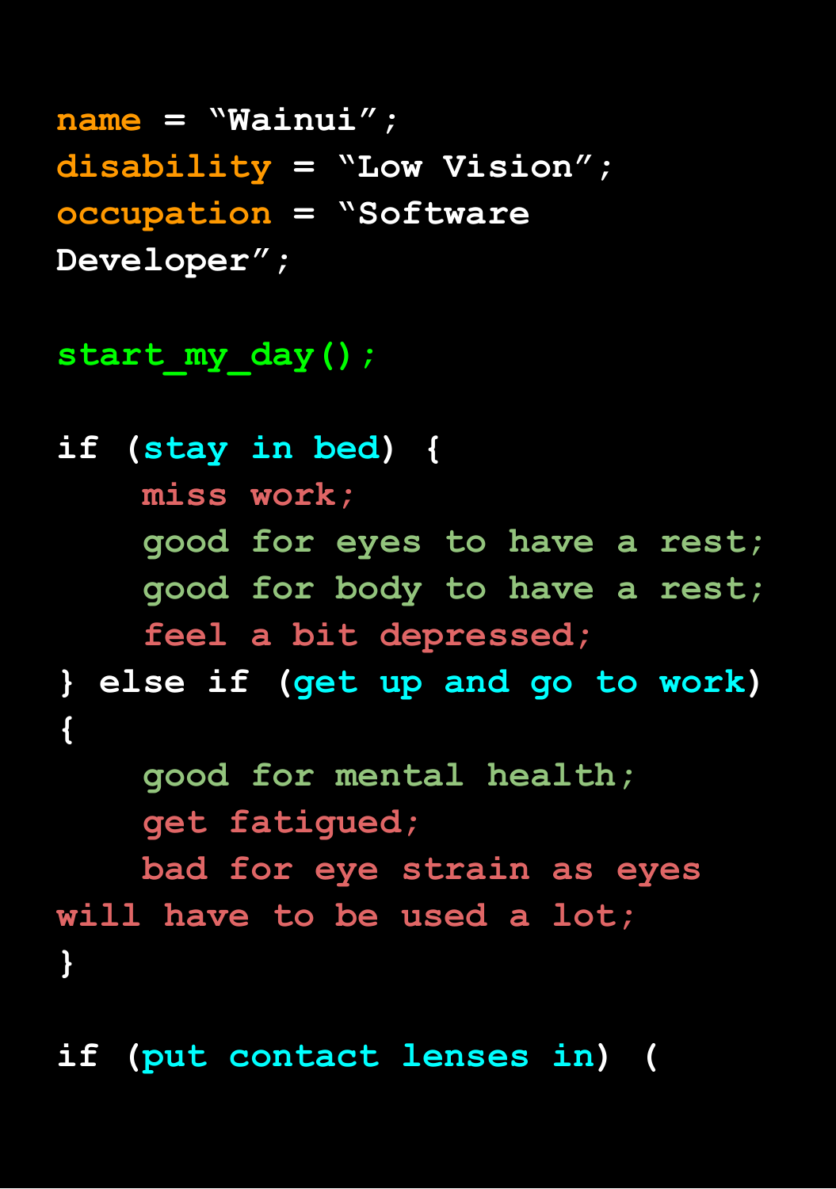```
name = “Wainui”;
disability = “Low Vision”;
occupation = “Software
Developer”;

start_my_day();

if (stay in bed) {
     miss work;
     good for eyes to have a rest;
     good for body to have a rest;
     feel a bit depressed;
} else if (get up and go to work)
{
     good for mental health;
     get fatigued;
     bad for eye strain as eyes
will have to be used a lot;
}

if (put contact lenses in) (
```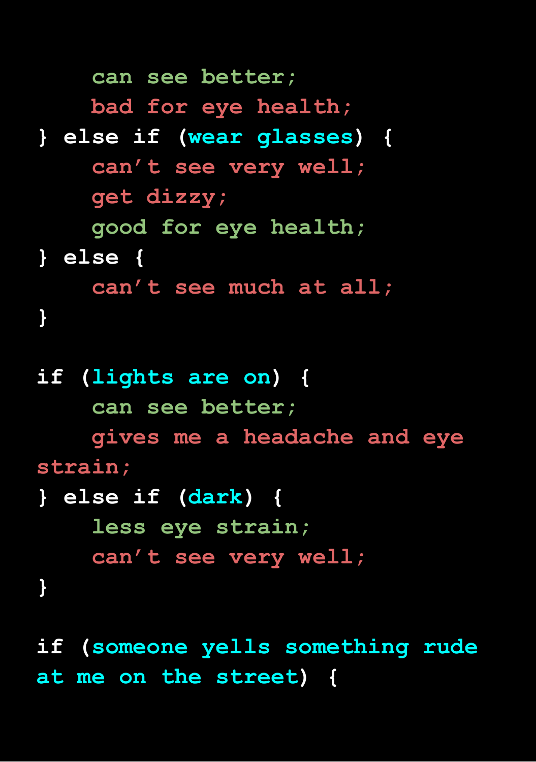```
    can see better;
    bad for eye health;
} else if (wear glasses) {
    can't see very well;
    get dizzy;
    good for eye health;
} else {
    can't see much at all;
}

if (lights are on) {
    can see better;
    gives me a headache and eye
strain;
} else if (dark) {
    less eye strain;
    can't see very well;
}

if (someone yells something rude
at me on the street) {
```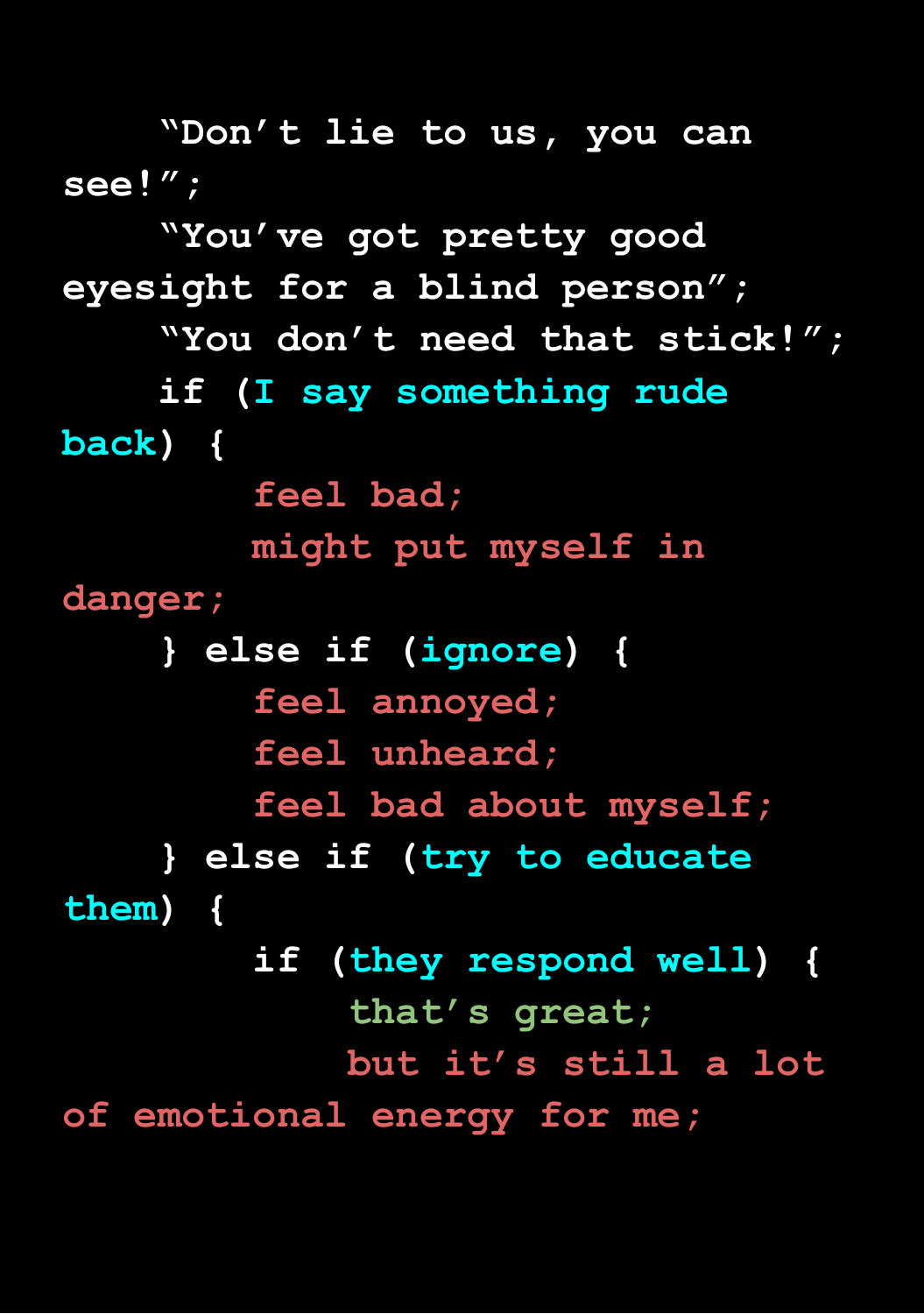```
    "Don't lie to us, you can see!";
    "You've got pretty good eyesight for a blind person";
    "You don't need that stick!";
    if (I say something rude back) {
        feel bad;
        might put myself in danger;
    } else if (ignore) {
        feel annoyed;
        feel unheard;
        feel bad about myself;
    } else if (try to educate them) {
        if (they respond well) {
            that's great;
            but it's still a lot of emotional energy for me;
```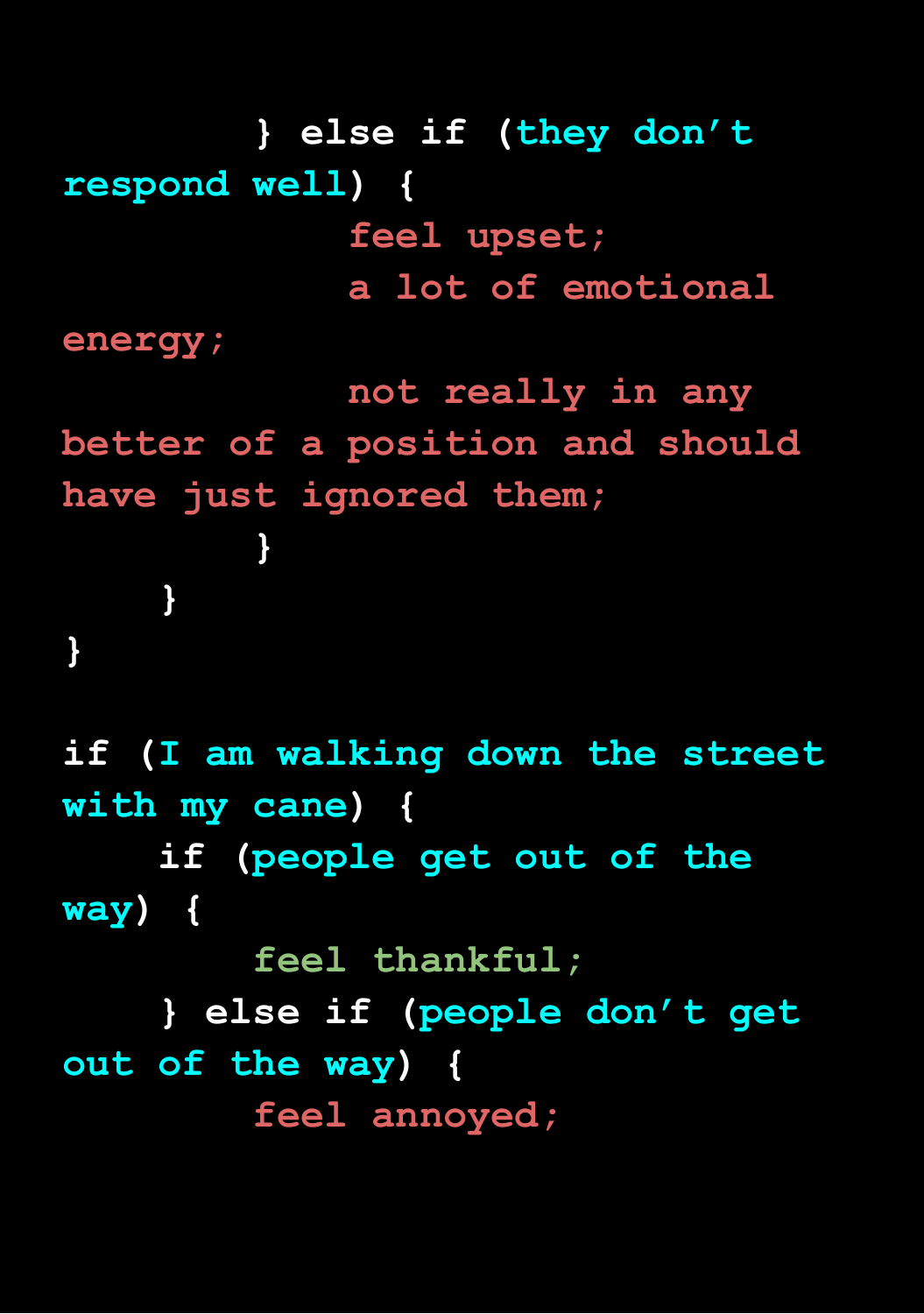```
        } else if (they don't respond well) {
            feel upset;
            a lot of emotional energy;
            not really in any better of a position and should have just ignored them;
        }
    }
}

if (I am walking down the street with my cane) {
    if (people get out of the way) {
        feel thankful;
    } else if (people don't get out of the way) {
        feel annoyed;
```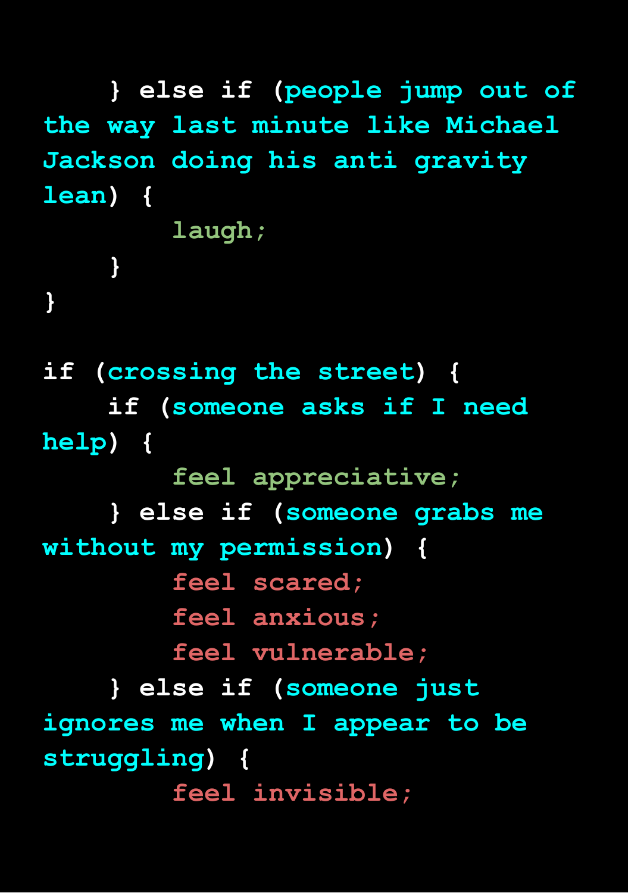```
    } else if (people jump out of the way last minute like Michael Jackson doing his anti gravity lean) {
        laugh;
    }
}

if (crossing the street) {
    if (someone asks if I need help) {
        feel appreciative;
    } else if (someone grabs me without my permission) {
        feel scared;
        feel anxious;
        feel vulnerable;
    } else if (someone just ignores me when I appear to be struggling) {
        feel invisible;
```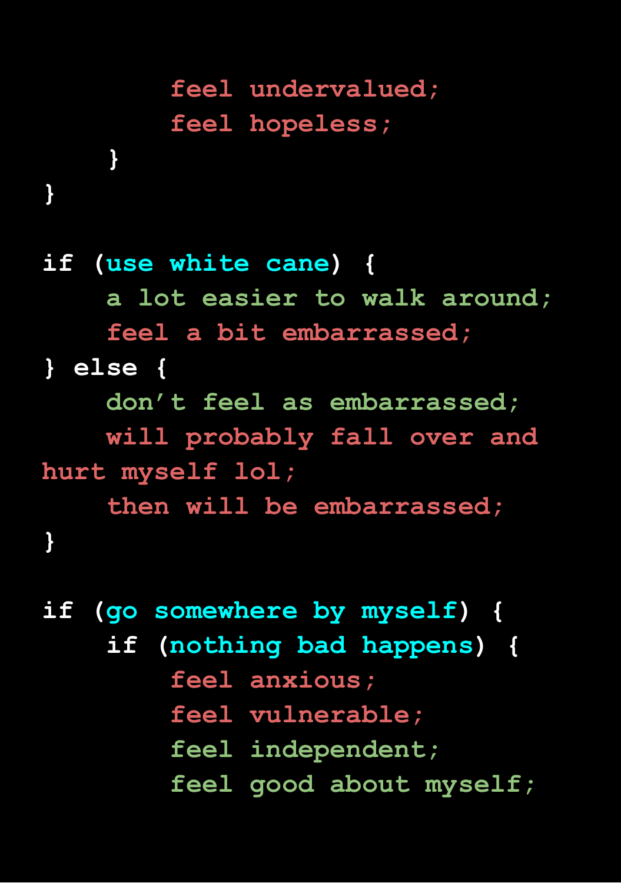```
            feel undervalued;
            feel hopeless;
        }
}

if (use white cane) {
        a lot easier to walk around;
        feel a bit embarrassed;
} else {
        don't feel as embarrassed;
        will probably fall over and
hurt myself lol;
        then will be embarrassed;
}

if (go somewhere by myself) {
        if (nothing bad happens) {
            feel anxious;
            feel vulnerable;
            feel independent;
            feel good about myself;
```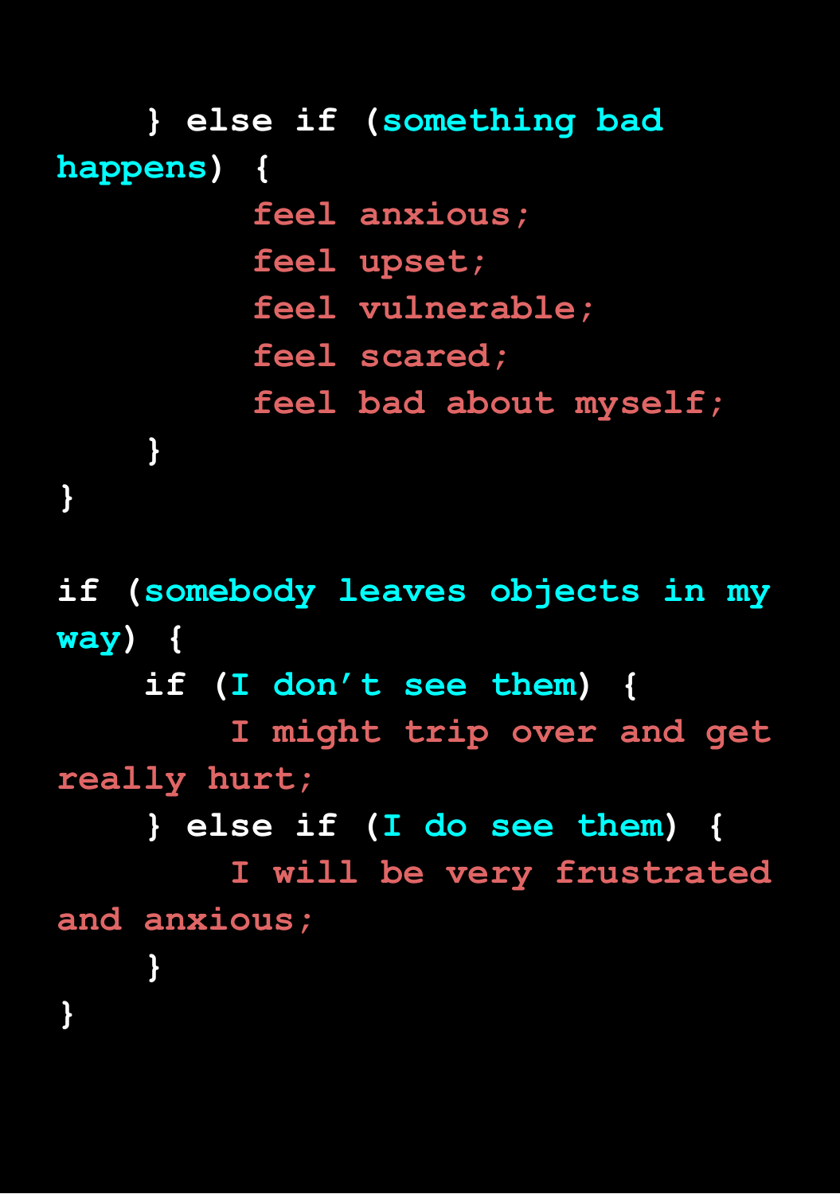```
    } else if (something bad happens) {
            feel anxious;
            feel upset;
            feel vulnerable;
            feel scared;
            feel bad about myself;
    }
}

if (somebody leaves objects in my way) {
    if (I don't see them) {
        I might trip over and get really hurt;
    } else if (I do see them) {
        I will be very frustrated and anxious;
    }
}
```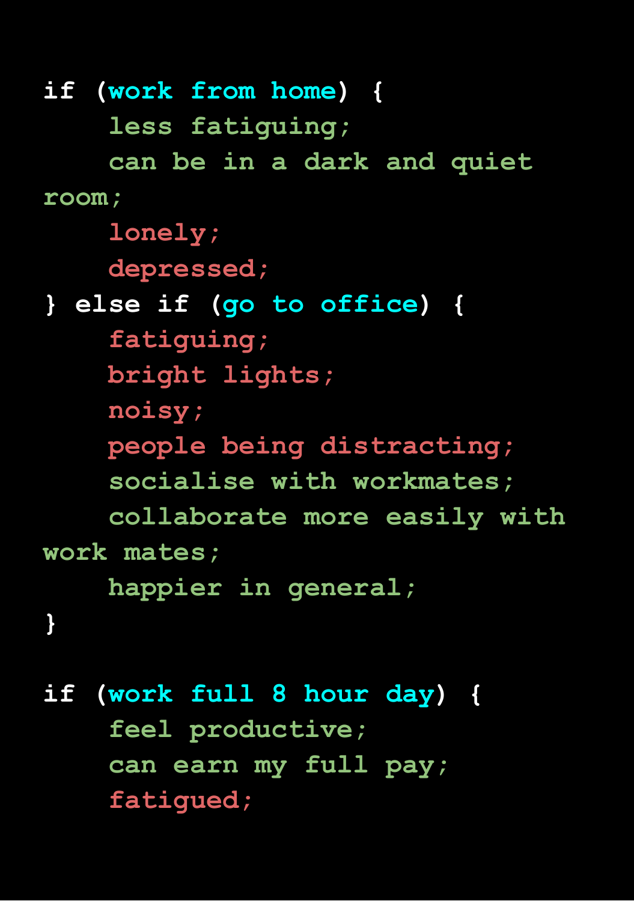```
if (work from home) {
    less fatiguing;
    can be in a dark and quiet
room;
    lonely;
    depressed;
} else if (go to office) {
    fatiguing;
    bright lights;
    noisy;
    people being distracting;
    socialise with workmates;
    collaborate more easily with
work mates;
    happier in general;
}

if (work full 8 hour day) {
    feel productive;
    can earn my full pay;
    fatigued;
```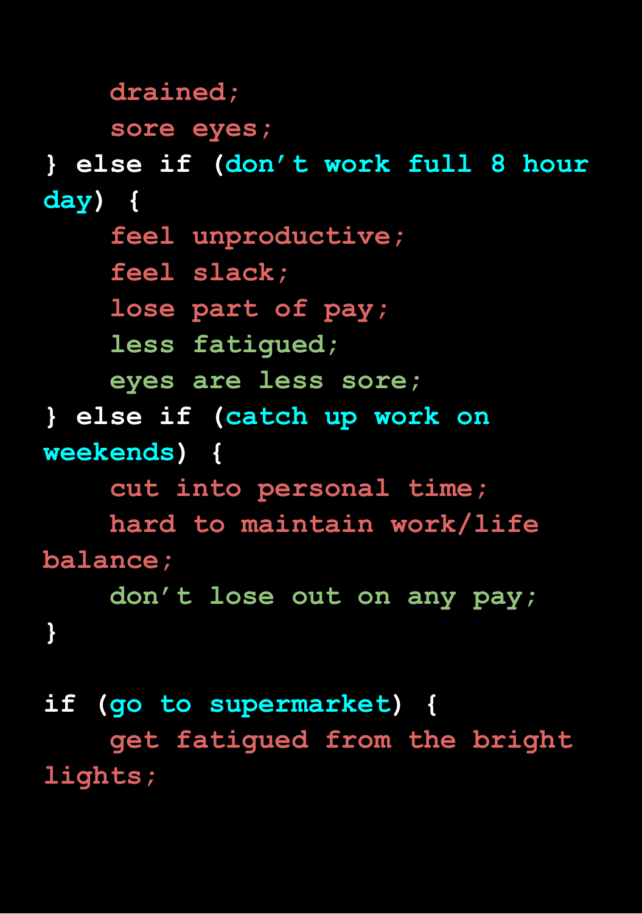```
    drained;
    sore eyes;
} else if (don't work full 8 hour
day) {
    feel unproductive;
    feel slack;
    lose part of pay;
    less fatigued;
    eyes are less sore;
} else if (catch up work on
weekends) {
    cut into personal time;
    hard to maintain work/life
balance;
    don't lose out on any pay;
}

if (go to supermarket) {
    get fatigued from the bright
lights;
```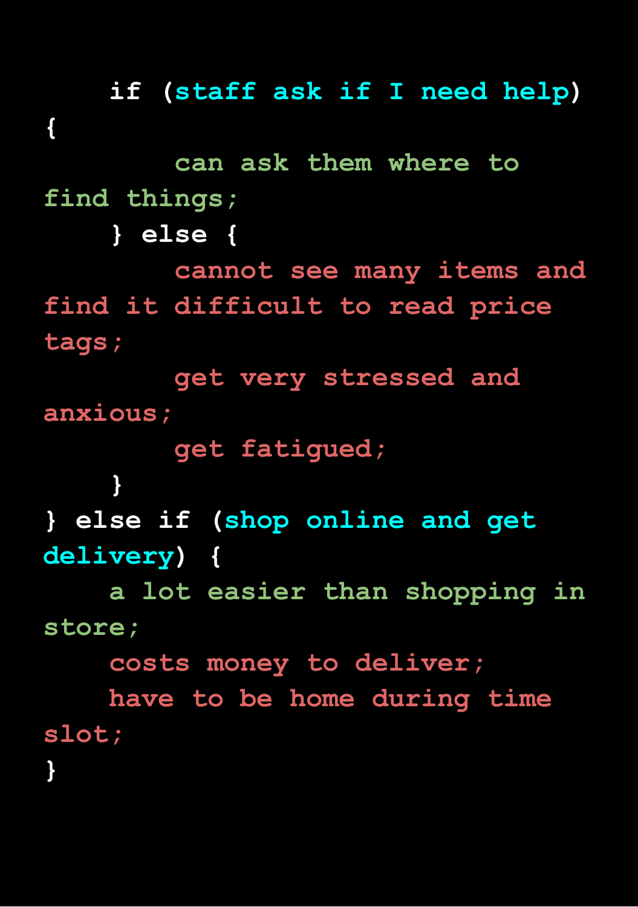```
    if (staff ask if I need help)
{
        can ask them where to
find things;
    } else {
        cannot see many items and
find it difficult to read price
tags;
        get very stressed and
anxious;
        get fatigued;
    }
} else if (shop online and get
delivery) {
    a lot easier than shopping in
store;
    costs money to deliver;
    have to be home during time
slot;
}
```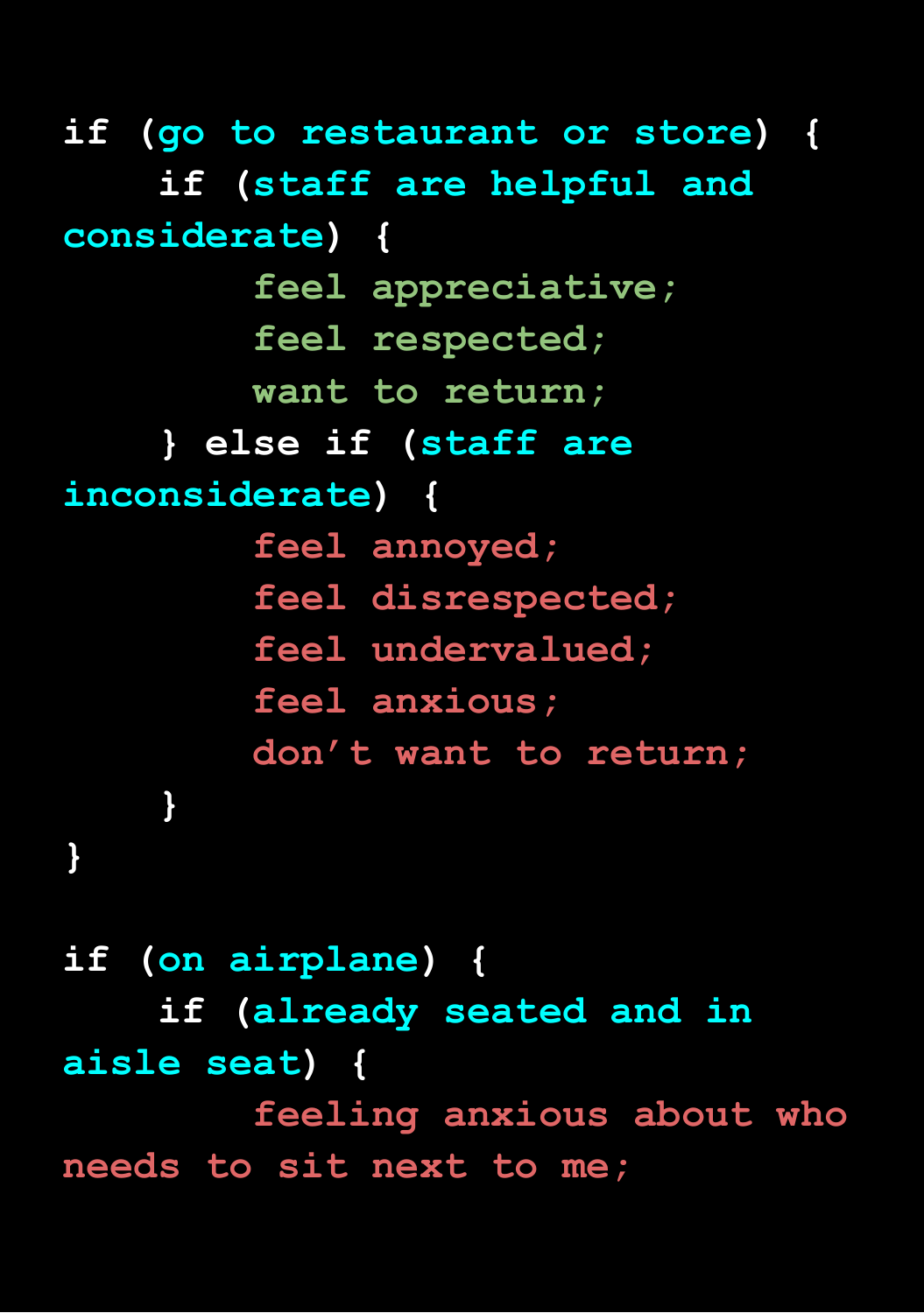```
if (go to restaurant or store) {
    if (staff are helpful and considerate) {
        feel appreciative;
        feel respected;
        want to return;
    } else if (staff are inconsiderate) {
        feel annoyed;
        feel disrespected;
        feel undervalued;
        feel anxious;
        don't want to return;
    }
}

if (on airplane) {
    if (already seated and in aisle seat) {
        feeling anxious about who needs to sit next to me;
```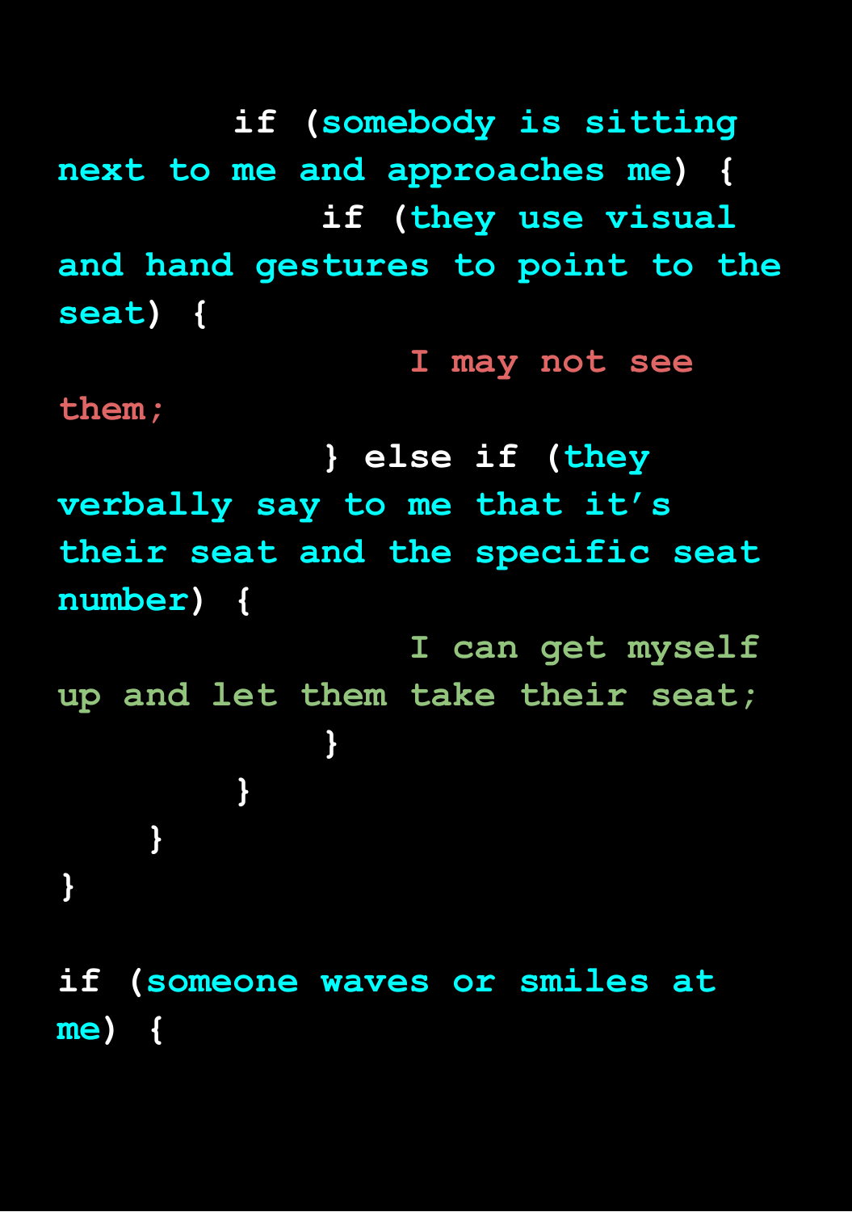```
        if (somebody is sitting
next to me and approaches me) {
            if (they use visual
and hand gestures to point to the
seat) {
                I may not see
them;
            } else if (they
verbally say to me that it's
their seat and the specific seat
number) {
                I can get myself
up and let them take their seat;
            }
        }
    }
}

if (someone waves or smiles at
me) {
```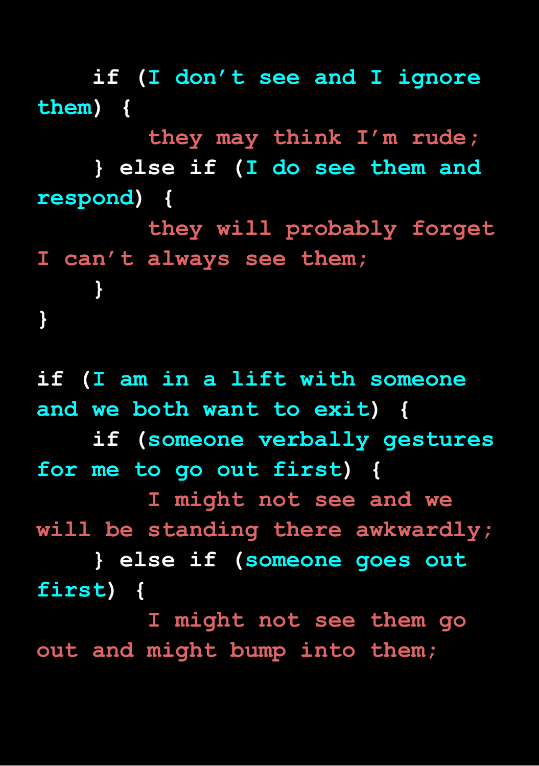```
    if (I don't see and I ignore them) {
        they may think I'm rude;
    } else if (I do see them and respond) {
        they will probably forget I can't always see them;
    }
}

if (I am in a lift with someone and we both want to exit) {
    if (someone verbally gestures for me to go out first) {
        I might not see and we will be standing there awkwardly;
    } else if (someone goes out first) {
        I might not see them go out and might bump into them;
```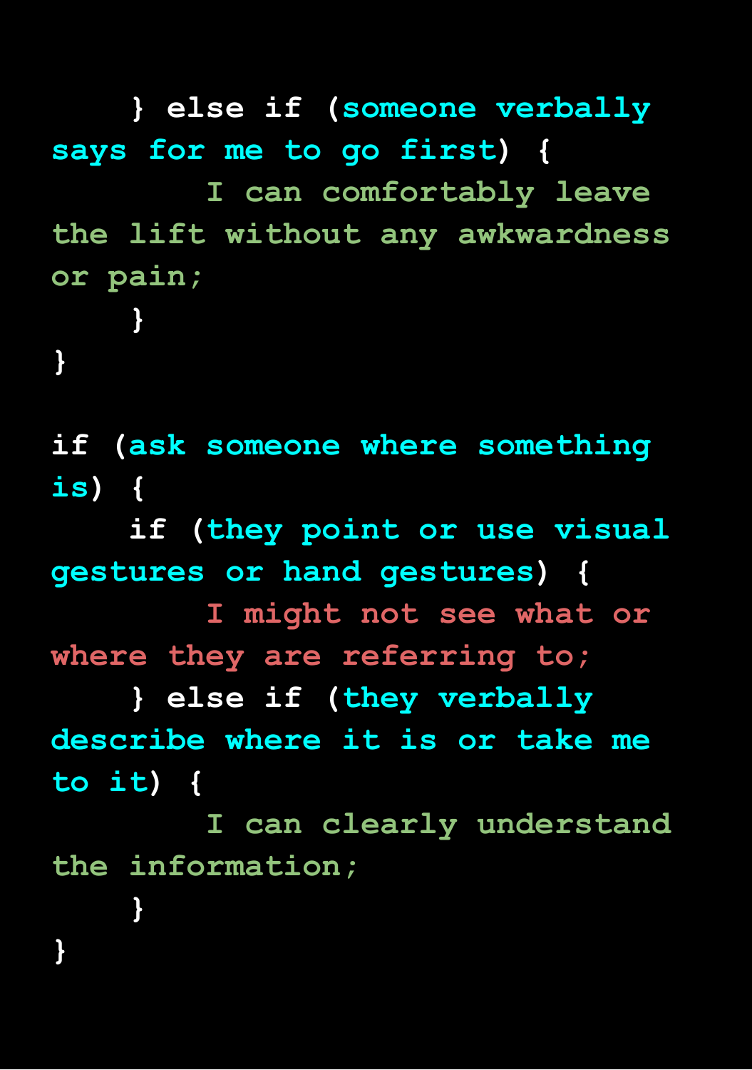```
    } else if (someone verbally says for me to go first) {
        I can comfortably leave the lift without any awkwardness or pain;
    }
}

if (ask someone where something is) {
    if (they point or use visual gestures or hand gestures) {
        I might not see what or where they are referring to;
    } else if (they verbally describe where it is or take me to it) {
        I can clearly understand the information;
    }
}
```